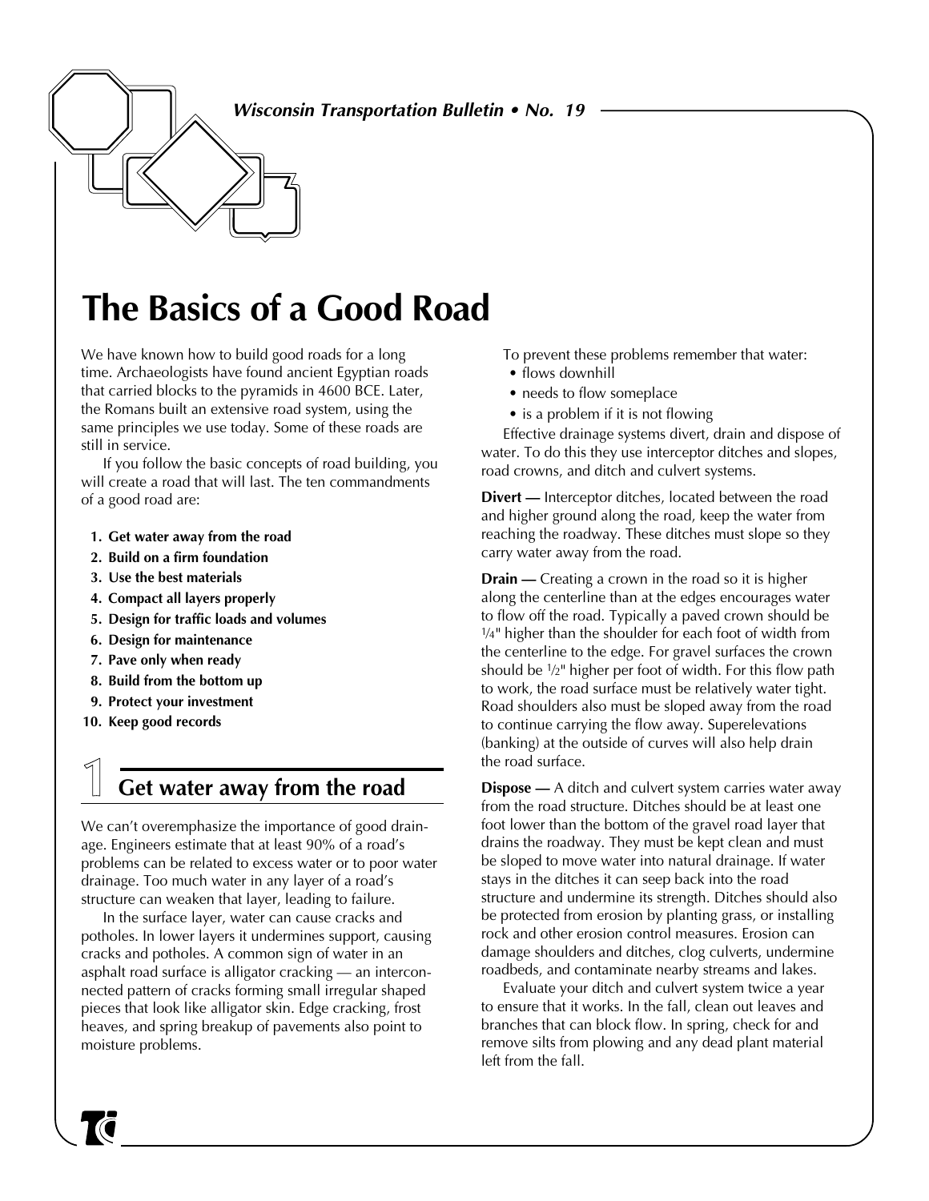Wisconsin Transportation Bulletin • No. 19

# The Basics of a Good Road

We have known how to build good roads for a long time. Archaeologists have found ancient Egyptian roads that carried blocks to the pyramids in 4600 BCE. Later, the Romans built an extensive road system, using the same principles we use today. Some of these roads are still in service.

If you follow the basic concepts of road building, you will create a road that will last. The ten commandments of a good road are:

1. **Get water away from the road**
2. **Build on a firm foundation**
3. **Use the best materials**
4. **Compact all layers properly**
5. **Design for traffic loads and volumes**
6. **Design for maintenance**
7. **Pave only when ready**
8. **Build from the bottom up**
9. **Protect your investment**
10. **Keep good records**

## 1 Get water away from the road

We can't overemphasize the importance of good drainage. Engineers estimate that at least 90% of a road's problems can be related to excess water or to poor water drainage. Too much water in any layer of a road's structure can weaken that layer, leading to failure.

In the surface layer, water can cause cracks and potholes. In lower layers it undermines support, causing cracks and potholes. A common sign of water in an asphalt road surface is alligator cracking — an interconnected pattern of cracks forming small irregular shaped pieces that look like alligator skin. Edge cracking, frost heaves, and spring breakup of pavements also point to moisture problems.

To prevent these problems remember that water:

- flows downhill
- needs to flow someplace
- is a problem if it is not flowing

Effective drainage systems divert, drain and dispose of water. To do this they use interceptor ditches and slopes, road crowns, and ditch and culvert systems.

**Divert —** Interceptor ditches, located between the road and higher ground along the road, keep the water from reaching the roadway. These ditches must slope so they carry water away from the road.

**Drain —** Creating a crown in the road so it is higher along the centerline than at the edges encourages water to flow off the road. Typically a paved crown should be 1/4" higher than the shoulder for each foot of width from the centerline to the edge. For gravel surfaces the crown should be 1/2" higher per foot of width. For this flow path to work, the road surface must be relatively water tight. Road shoulders also must be sloped away from the road to continue carrying the flow away. Superelevations (banking) at the outside of curves will also help drain the road surface.

**Dispose —** A ditch and culvert system carries water away from the road structure. Ditches should be at least one foot lower than the bottom of the gravel road layer that drains the roadway. They must be kept clean and must be sloped to move water into natural drainage. If water stays in the ditches it can seep back into the road structure and undermine its strength. Ditches should also be protected from erosion by planting grass, or installing rock and other erosion control measures. Erosion can damage shoulders and ditches, clog culverts, undermine roadbeds, and contaminate nearby streams and lakes.

Evaluate your ditch and culvert system twice a year to ensure that it works. In the fall, clean out leaves and branches that can block flow. In spring, check for and remove silts from plowing and any dead plant material left from the fall.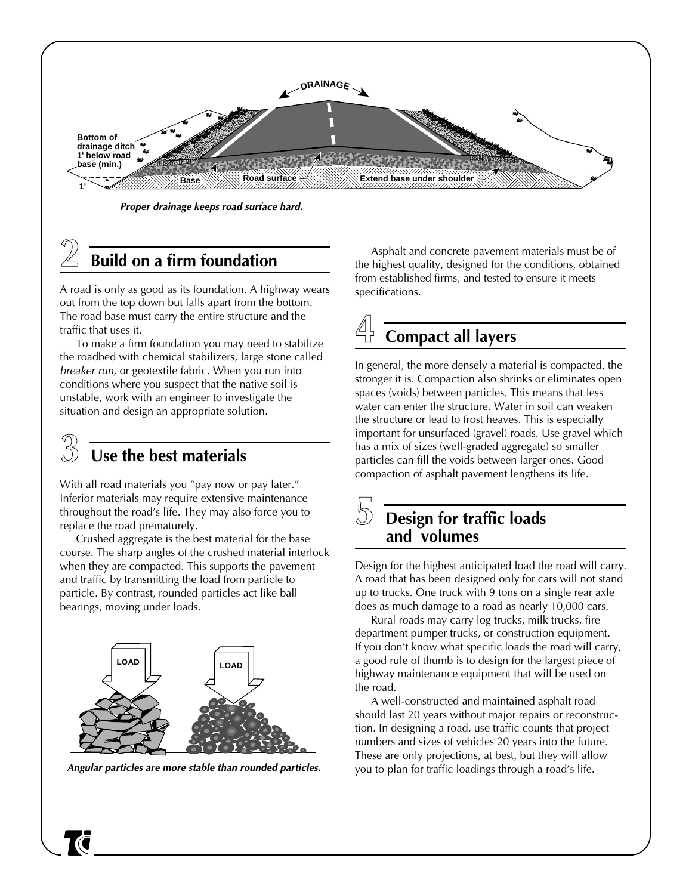*Proper drainage keeps road surface hard.*

## 2 Build on a firm foundation

A road is only as good as its foundation. A highway wears out from the top down but falls apart from the bottom. The road base must carry the entire structure and the traffic that uses it.

To make a firm foundation you may need to stabilize the roadbed with chemical stabilizers, large stone called *breaker run,* or geotextile fabric. When you run into conditions where you suspect that the native soil is unstable, work with an engineer to investigate the situation and design an appropriate solution.

## 3 Use the best materials

With all road materials you "pay now or pay later." Inferior materials may require extensive maintenance throughout the road's life. They may also force you to replace the road prematurely.

Crushed aggregate is the best material for the base course. The sharp angles of the crushed material interlock when they are compacted. This supports the pavement and traffic by transmitting the load from particle to particle. By contrast, rounded particles act like ball bearings, moving under loads.

*Angular particles are more stable than rounded particles.*

Asphalt and concrete pavement materials must be of the highest quality, designed for the conditions, obtained from established firms, and tested to ensure it meets specifications.

## 4 Compact all layers

In general, the more densely a material is compacted, the stronger it is. Compaction also shrinks or eliminates open spaces (voids) between particles. This means that less water can enter the structure. Water in soil can weaken the structure or lead to frost heaves. This is especially important for unsurfaced (gravel) roads. Use gravel which has a mix of sizes (well-graded aggregate) so smaller particles can fill the voids between larger ones. Good compaction of asphalt pavement lengthens its life.

## 5 Design for traffic loads and volumes

Design for the highest anticipated load the road will carry. A road that has been designed only for cars will not stand up to trucks. One truck with 9 tons on a single rear axle does as much damage to a road as nearly 10,000 cars.

Rural roads may carry log trucks, milk trucks, fire department pumper trucks, or construction equipment. If you don't know what specific loads the road will carry, a good rule of thumb is to design for the largest piece of highway maintenance equipment that will be used on the road.

A well-constructed and maintained asphalt road should last 20 years without major repairs or reconstruction. In designing a road, use traffic counts that project numbers and sizes of vehicles 20 years into the future. These are only projections, at best, but they will allow you to plan for traffic loadings through a road's life.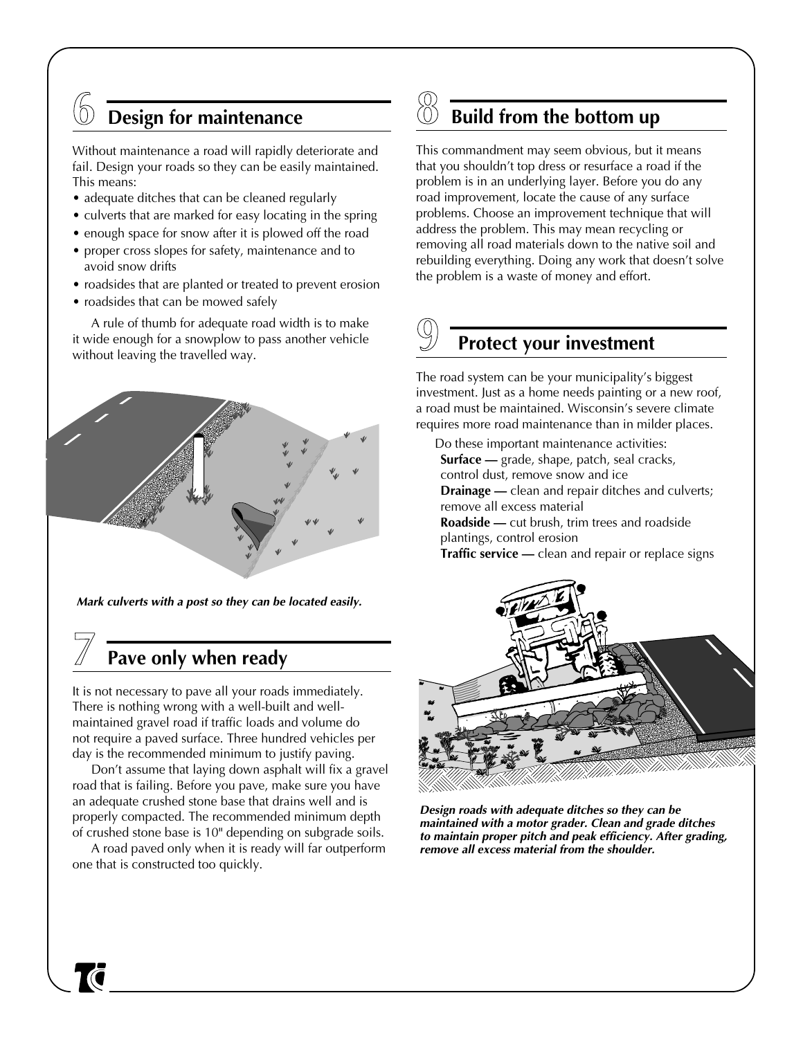## 6 Design for maintenance

Without maintenance a road will rapidly deteriorate and fail. Design your roads so they can be easily maintained. This means:

- adequate ditches that can be cleaned regularly
- culverts that are marked for easy locating in the spring
- enough space for snow after it is plowed off the road
- proper cross slopes for safety, maintenance and to avoid snow drifts
- roadsides that are planted or treated to prevent erosion
- roadsides that can be mowed safely

A rule of thumb for adequate road width is to make it wide enough for a snowplow to pass another vehicle without leaving the travelled way.

***Mark culverts with a post so they can be located easily.***

## 7 Pave only when ready

It is not necessary to pave all your roads immediately. There is nothing wrong with a well-built and well-maintained gravel road if traffic loads and volume do not require a paved surface. Three hundred vehicles per day is the recommended minimum to justify paving.

Don't assume that laying down asphalt will fix a gravel road that is failing. Before you pave, make sure you have an adequate crushed stone base that drains well and is properly compacted. The recommended minimum depth of crushed stone base is 10" depending on subgrade soils.

A road paved only when it is ready will far outperform one that is constructed too quickly.

## 8 Build from the bottom up

This commandment may seem obvious, but it means that you shouldn't top dress or resurface a road if the problem is in an underlying layer. Before you do any road improvement, locate the cause of any surface problems. Choose an improvement technique that will address the problem. This may mean recycling or removing all road materials down to the native soil and rebuilding everything. Doing any work that doesn't solve the problem is a waste of money and effort.

## 9 Protect your investment

The road system can be your municipality's biggest investment. Just as a home needs painting or a new roof, a road must be maintained. Wisconsin's severe climate requires more road maintenance than in milder places.

Do these important maintenance activities:

**Surface —** grade, shape, patch, seal cracks, control dust, remove snow and ice
**Drainage —** clean and repair ditches and culverts; remove all excess material
**Roadside —** cut brush, trim trees and roadside plantings, control erosion
**Traffic service —** clean and repair or replace signs

***Design roads with adequate ditches so they can be maintained with a motor grader. Clean and grade ditches to maintain proper pitch and peak efficiency. After grading, remove all excess material from the shoulder.***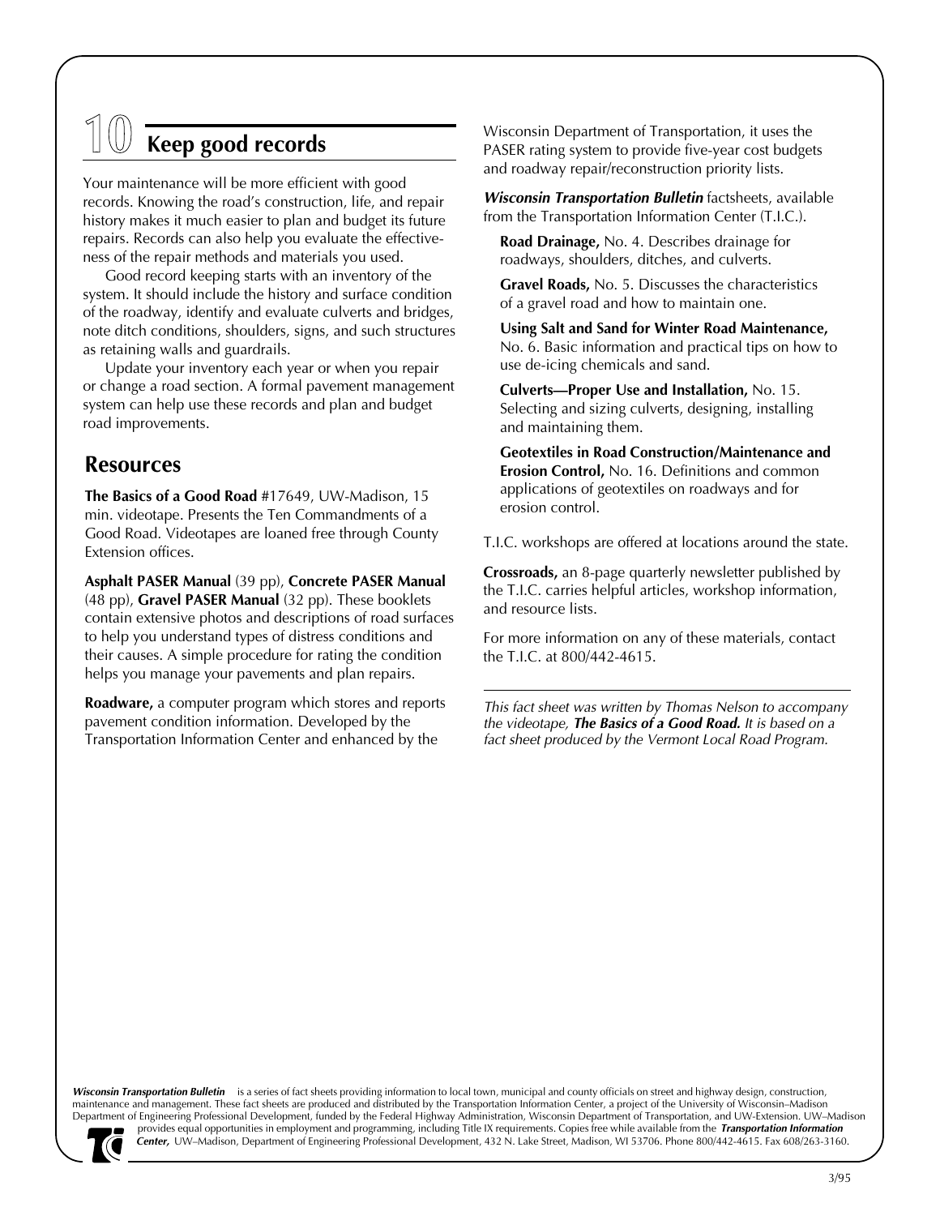## 10 Keep good records

Your maintenance will be more efficient with good records. Knowing the road's construction, life, and repair history makes it much easier to plan and budget its future repairs. Records can also help you evaluate the effectiveness of the repair methods and materials you used.

Good record keeping starts with an inventory of the system. It should include the history and surface condition of the roadway, identify and evaluate culverts and bridges, note ditch conditions, shoulders, signs, and such structures as retaining walls and guardrails.

Update your inventory each year or when you repair or change a road section. A formal pavement management system can help use these records and plan and budget road improvements.

## Resources

**The Basics of a Good Road** #17649, UW-Madison, 15 min. videotape. Presents the Ten Commandments of a Good Road. Videotapes are loaned free through County Extension offices.

**Asphalt PASER Manual** (39 pp), **Concrete PASER Manual** (48 pp), **Gravel PASER Manual** (32 pp). These booklets contain extensive photos and descriptions of road surfaces to help you understand types of distress conditions and their causes. A simple procedure for rating the condition helps you manage your pavements and plan repairs.

**Roadware,** a computer program which stores and reports pavement condition information. Developed by the Transportation Information Center and enhanced by the Wisconsin Department of Transportation, it uses the PASER rating system to provide five-year cost budgets and roadway repair/reconstruction priority lists.

***Wisconsin Transportation Bulletin*** factsheets, available from the Transportation Information Center (T.I.C.).

**Road Drainage,** No. 4. Describes drainage for roadways, shoulders, ditches, and culverts.

**Gravel Roads,** No. 5. Discusses the characteristics of a gravel road and how to maintain one.

**Using Salt and Sand for Winter Road Maintenance,** No. 6. Basic information and practical tips on how to use de-icing chemicals and sand.

**Culverts—Proper Use and Installation,** No. 15. Selecting and sizing culverts, designing, installing and maintaining them.

**Geotextiles in Road Construction/Maintenance and Erosion Control,** No. 16. Definitions and common applications of geotextiles on roadways and for erosion control.

T.I.C. workshops are offered at locations around the state.

**Crossroads,** an 8-page quarterly newsletter published by the T.I.C. carries helpful articles, workshop information, and resource lists.

For more information on any of these materials, contact the T.I.C. at 800/442-4615.

---

*This fact sheet was written by Thomas Nelson to accompany the videotape,* ***The Basics of a Good Road.*** *It is based on a fact sheet produced by the Vermont Local Road Program.*

***Wisconsin Transportation Bulletin*** is a series of fact sheets providing information to local town, municipal and county officials on street and highway design, construction, maintenance and management. These fact sheets are produced and distributed by the Transportation Information Center, a project of the University of Wisconsin–Madison Department of Engineering Professional Development, funded by the Federal Highway Administration, Wisconsin Department of Transportation, and UW-Extension. UW–Madison provides equal opportunities in employment and programming, including Title IX requirements. Copies free while available from the ***Transportation Information Center,*** UW–Madison, Department of Engineering Professional Development, 432 N. Lake Street, Madison, WI 53706. Phone 800/442-4615. Fax 608/263-3160.

3/95